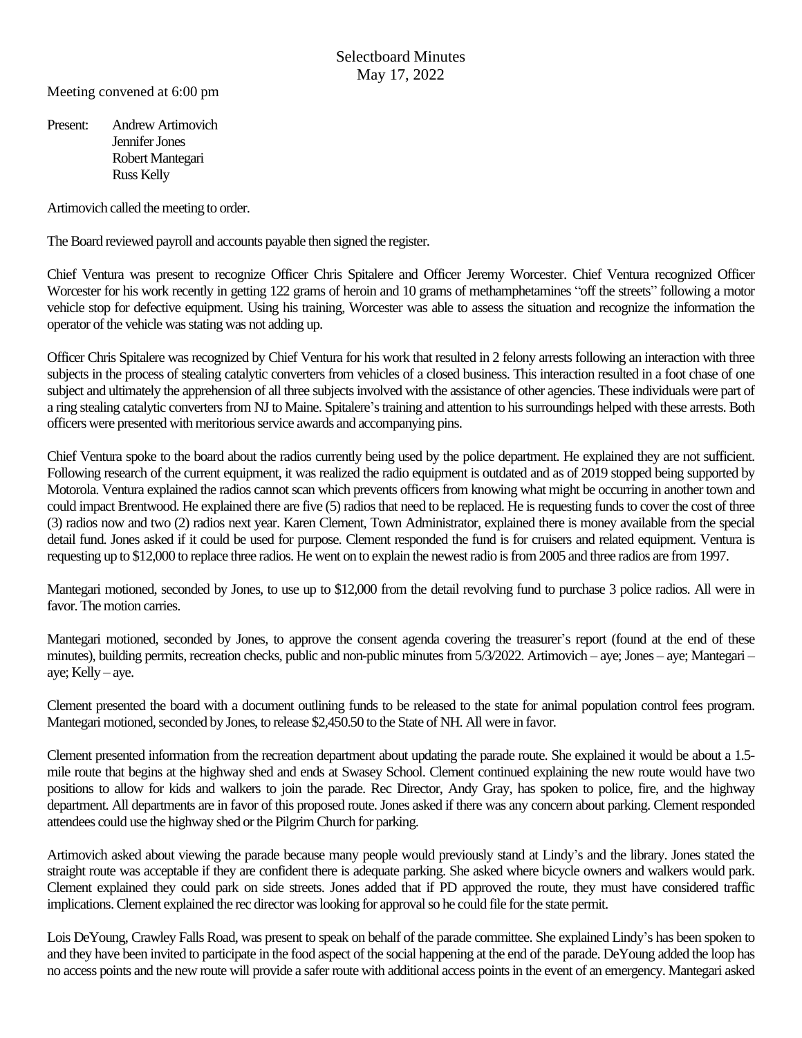# Selectbard Minutes

May 17, 2022

Meeting convened at 6:00 pm

Present: Andrew Artimovich
Jennifer Jones
Robert Mantegari
Russ Kelly

Artimovich called the meeting to order.

The Board reviewed payroll and accounts payable then signed the register.

Chief Ventura was present to recognize Officer Chris Spitalere and Officer Jeremy Worcester. Chief Ventura recognized Officer Worcester for his work recently in getting 122 grams of heroin and 10 grams of methamphetamines "off the streets" following a motor vehicle stop for defective equipment. Using his training, Worcester was able to assess the situation and recognize the information the operator of the vehicle was stating was not adding up.

Officer Chris Spitalere was recognized by Chief Ventura for his work that resulted in 2 felony arrests following an interaction with three subjects in the process of stealing catalytic converters from vehicles of a closed business. This interaction resulted in a foot chase of one subject and ultimately the apprehension of all three subjects involved with the assistance of other agencies. These individuals were part of a ring stealing catalytic converters from NJ to Maine. Spitalere's training and attention to his surroundings helped with these arrests. Both officers were presented with meritorious service awards and accompanying pins.

Chief Ventura spoke to the board about the radios currently being used by the police department. He explained they are not sufficient. Following research of the current equipment, it was realized the radio equipment is outdated and as of 2019 stopped being supported by Motorola. Ventura explained the radios cannot scan which prevents officers from knowing what might be occurring in another town and could impact Brentwood. He explained there are five (5) radios that need to be replaced. He is requesting funds to cover the cost of three (3) radios now and two (2) radios next year. Karen Clement, Town Administrator, explained there is money available from the special detail fund. Jones asked if it could be used for purpose. Clement responded the fund is for cruisers and related equipment. Ventura is requesting up to $12,000 to replace three radios. He went on to explain the newest radio is from 2005 and three radios are from 1997.

Mantegari motioned, seconded by Jones, to use up to $12,000 from the detail revolving fund to purchase 3 police radios. All were in favor. The motion carries.

Mantegari motioned, seconded by Jones, to approve the consent agenda covering the treasurer's report (found at the end of these minutes), building permits, recreation checks, public and non-public minutes from 5/3/2022. Artimovich – aye; Jones – aye; Mantegari – aye; Kelly – aye.

Clement presented the board with a document outlining funds to be released to the state for animal population control fees program. Mantegari motioned, seconded by Jones, to release $2,450.50 to the State of NH. All were in favor.

Clement presented information from the recreation department about updating the parade route. She explained it would be about a 1.5-mile route that begins at the highway shed and ends at Swasey School. Clement continued explaining the new route would have two positions to allow for kids and walkers to join the parade. Rec Director, Andy Gray, has spoken to police, fire, and the highway department. All departments are in favor of this proposed route. Jones asked if there was any concern about parking. Clement responded attendees could use the highway shed or the Pilgrim Church for parking.

Artimovich asked about viewing the parade because many people would previously stand at Lindy's and the library. Jones stated the straight route was acceptable if they are confident there is adequate parking. She asked where bicycle owners and walkers would park. Clement explained they could park on side streets. Jones added that if PD approved the route, they must have considered traffic implications. Clement explained the rec director was looking for approval so he could file for the state permit.

Lois DeYoung, Crawley Falls Road, was present to speak on behalf of the parade committee. She explained Lindy's has been spoken to and they have been invited to participate in the food aspect of the social happening at the end of the parade. DeYoung added the loop has no access points and the new route will provide a safer route with additional access points in the event of an emergency. Mantegari asked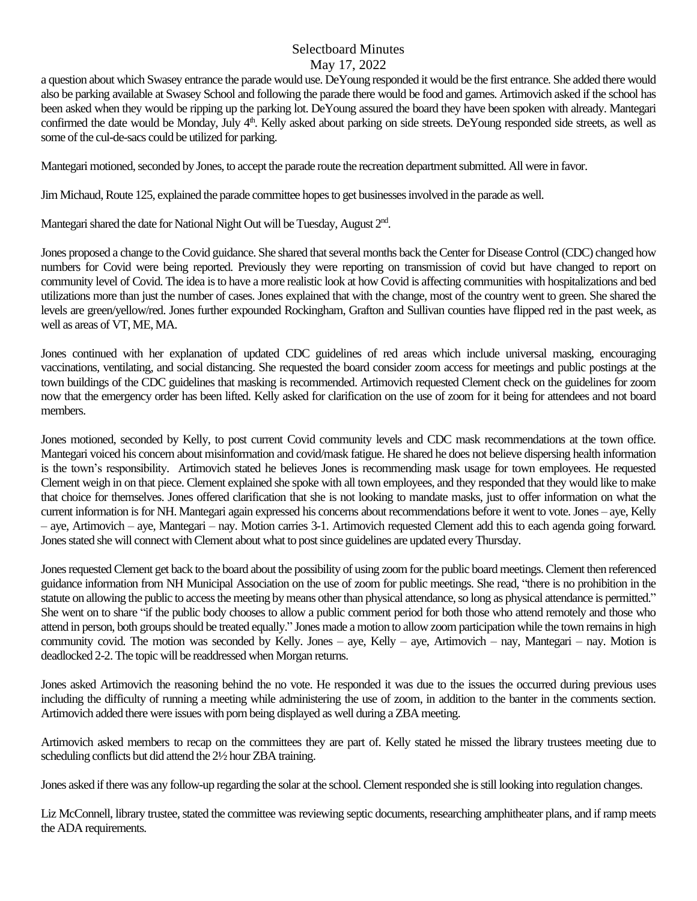a question about which Swasey entrance the parade would use. DeYoung responded it would be the first entrance. She added there would also be parking available at Swasey School and following the parade there would be food and games. Artimovich asked if the school has been asked when they would be ripping up the parking lot. DeYoung assured the board they have been spoken with already. Mantegari confirmed the date would be Monday, July 4th. Kelly asked about parking on side streets. DeYoung responded side streets, as well as some of the cul-de-sacs could be utilized for parking.

Mantegari motioned, seconded by Jones, to accept the parade route the recreation department submitted. All were in favor.

Jim Michaud, Route 125, explained the parade committee hopes to get businesses involved in the parade as well.

Mantegari shared the date for National Night Out will be Tuesday, August 2nd.

Jones proposed a change to the Covid guidance. She shared that several months back the Center for Disease Control (CDC) changed how numbers for Covid were being reported. Previously they were reporting on transmission of covid but have changed to report on community level of Covid. The idea is to have a more realistic look at how Covid is affecting communities with hospitalizations and bed utilizations more than just the number of cases. Jones explained that with the change, most of the country went to green. She shared the levels are green/yellow/red. Jones further expounded Rockingham, Grafton and Sullivan counties have flipped red in the past week, as well as areas of VT, ME, MA.

Jones continued with her explanation of updated CDC guidelines of red areas which include universal masking, encouraging vaccinations, ventilating, and social distancing. She requested the board consider zoom access for meetings and public postings at the town buildings of the CDC guidelines that masking is recommended. Artimovich requested Clement check on the guidelines for zoom now that the emergency order has been lifted. Kelly asked for clarification on the use of zoom for it being for attendees and not board members.

Jones motioned, seconded by Kelly, to post current Covid community levels and CDC mask recommendations at the town office. Mantegari voiced his concern about misinformation and covid/mask fatigue. He shared he does not believe dispersing health information is the town's responsibility. Artimovich stated he believes Jones is recommending mask usage for town employees. He requested Clement weigh in on that piece. Clement explained she spoke with all town employees, and they responded that they would like to make that choice for themselves. Jones offered clarification that she is not looking to mandate masks, just to offer information on what the current information is for NH. Mantegari again expressed his concerns about recommendations before it went to vote. Jones – aye, Kelly – aye, Artimovich – aye, Mantegari – nay. Motion carries 3-1. Artimovich requested Clement add this to each agenda going forward. Jones stated she will connect with Clement about what to post since guidelines are updated every Thursday.

Jones requested Clement get back to the board about the possibility of using zoom for the public board meetings. Clement then referenced guidance information from NH Municipal Association on the use of zoom for public meetings. She read, "there is no prohibition in the statute on allowing the public to access the meeting by means other than physical attendance, so long as physical attendance is permitted." She went on to share "if the public body chooses to allow a public comment period for both those who attend remotely and those who attend in person, both groups should be treated equally." Jones made a motion to allow zoom participation while the town remains in high community covid. The motion was seconded by Kelly. Jones – aye, Kelly – aye, Artimovich – nay, Mantegari – nay. Motion is deadlocked 2-2. The topic will be readdressed when Morgan returns.

Jones asked Artimovich the reasoning behind the no vote. He responded it was due to the issues the occurred during previous uses including the difficulty of running a meeting while administering the use of zoom, in addition to the banter in the comments section. Artimovich added there were issues with porn being displayed as well during a ZBA meeting.

Artimovich asked members to recap on the committees they are part of. Kelly stated he missed the library trustees meeting due to scheduling conflicts but did attend the 2½ hour ZBA training.

Jones asked if there was any follow-up regarding the solar at the school. Clement responded she is still looking into regulation changes.

Liz McConnell, library trustee, stated the committee was reviewing septic documents, researching amphitheater plans, and if ramp meets the ADA requirements.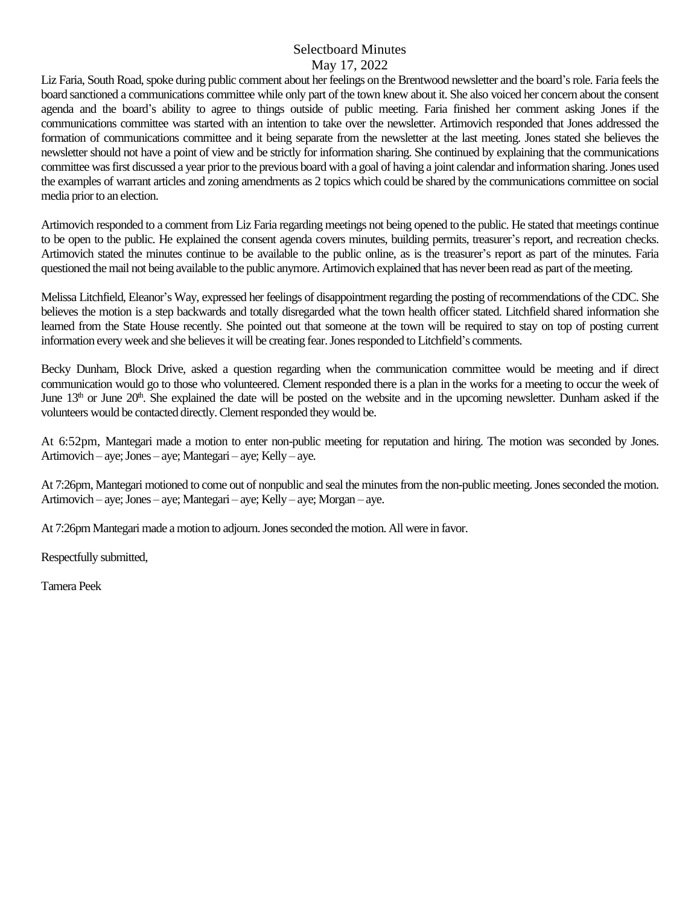Selectbaord Minutes

May 17, 2022

Liz Faria, South Road, spoke during public comment about her feelings on the Brentwood newsletter and the board's role. Faria feels the board sanctioned a communications committee while only part of the town knew about it. She also voiced her concern about the consent agenda and the board's ability to agree to things outside of public meeting. Faria finished her comment asking Jones if the communications committee was started with an intention to take over the newsletter. Artimovich responded that Jones addressed the formation of communications committee and it being separate from the newsletter at the last meeting. Jones stated she believes the newsletter should not have a point of view and be strictly for information sharing. She continued by explaining that the communications committee was first discussed a year prior to the previous board with a goal of having a joint calendar and information sharing. Jones used the examples of warrant articles and zoning amendments as 2 topics which could be shared by the communications committee on social media prior to an election.

Artimovich responded to a comment from Liz Faria regarding meetings not being opened to the public. He stated that meetings continue to be open to the public. He explained the consent agenda covers minutes, building permits, treasurer's report, and recreation checks. Artimovich stated the minutes continue to be available to the public online, as is the treasurer's report as part of the minutes. Faria questioned the mail not being available to the public anymore. Artimovich explained that has never been read as part of the meeting.

Melissa Litchfield, Eleanor's Way, expressed her feelings of disappointment regarding the posting of recommendations of the CDC. She believes the motion is a step backwards and totally disregarded what the town health officer stated. Litchfield shared information she learned from the State House recently. She pointed out that someone at the town will be required to stay on top of posting current information every week and she believes it will be creating fear. Jones responded to Litchfield's comments.

Becky Dunham, Block Drive, asked a question regarding when the communication committee would be meeting and if direct communication would go to those who volunteered. Clement responded there is a plan in the works for a meeting to occur the week of June 13th or June 20th. She explained the date will be posted on the website and in the upcoming newsletter. Dunham asked if the volunteers would be contacted directly. Clement responded they would be.

At 6:52pm, Mantegari made a motion to enter non-public meeting for reputation and hiring. The motion was seconded by Jones. Artimovich – aye; Jones – aye; Mantegari – aye; Kelly – aye.

At 7:26pm, Mantegari motioned to come out of nonpublic and seal the minutes from the non-public meeting. Jones seconded the motion. Artimovich – aye; Jones – aye; Mantegari – aye; Kelly – aye; Morgan – aye.

At 7:26pm Mantegari made a motion to adjourn. Jones seconded the motion. All were in favor.

Respectfully submitted,

Tamera Peek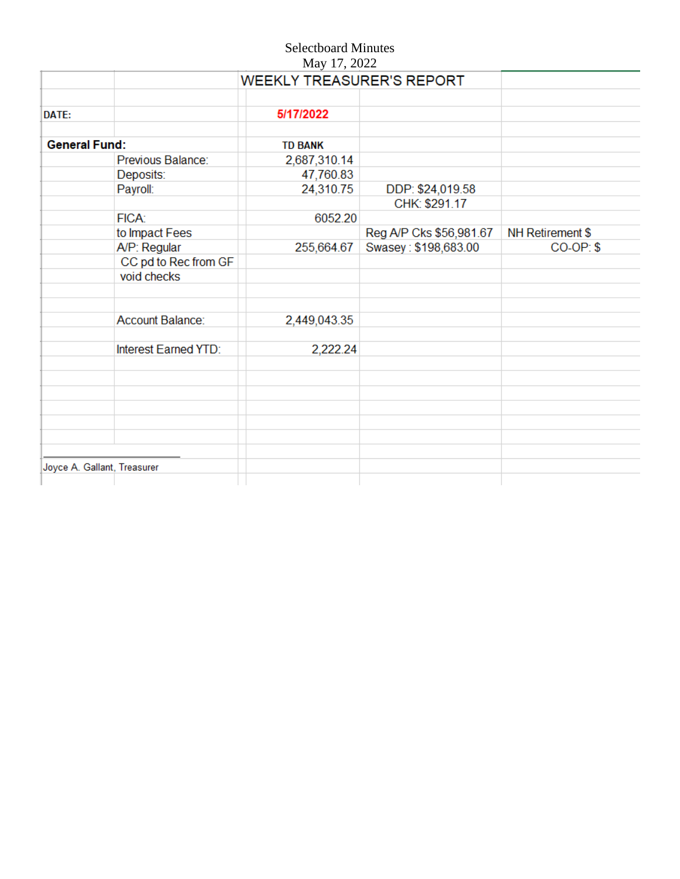Selectboard Minutes
May 17, 2022

## WEEKLY TREASURER'S REPORT

| | | | | |
|---|---|---|---|---|
| DATE: | | 5/17/2022 | | |
| **General Fund:** | | TD BANK | | |
| | Previous Balance: | 2,687,310.14 | | |
| | Deposits: | 47,760.83 | | |
| | Payroll: | 24,310.75 | DDP: $24,019.58 | |
| | | | CHK: $291.17 | |
| | FICA: | 6052.20 | | |
| | to Impact Fees | | Reg A/P Cks $56,981.67 | NH Retirement $ |
| | A/P: Regular | 255,664.67 | Swasey : $198,683.00 | CO-OP: $ |
| | CC pd to Rec from GF | | | |
| | void checks | | | |
| | Account Balance: | 2,449,043.35 | | |
| | Interest Earned YTD: | 2,222.24 | | |

Joyce A. Gallant, Treasurer